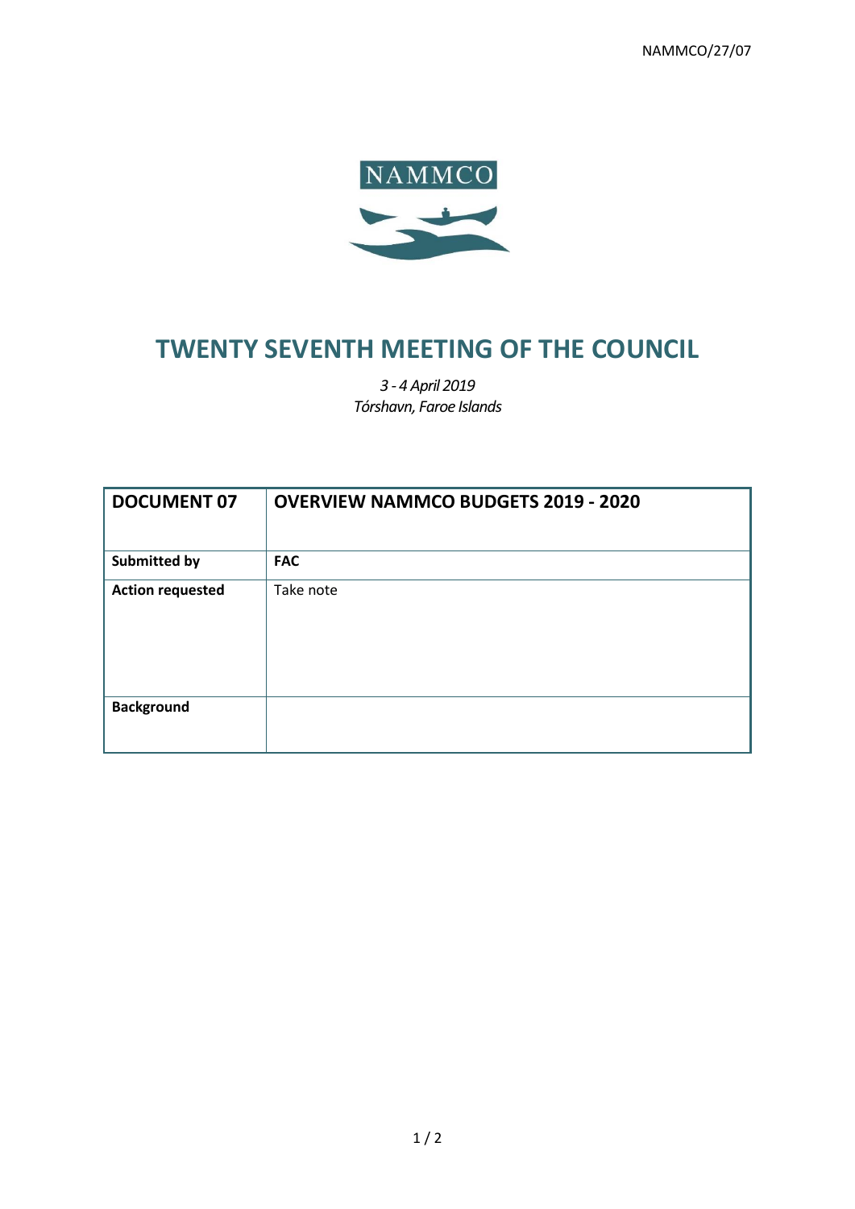NAMMCO/27/07

NAMMCO

# TWENTY SEVENTH MEETING OF THE COUNCIL

*3 - 4 April 2019*
*Tórshavn, Faroe Islands*

| **DOCUMENT 07** | **OVERVIEW NAMMCO BUDGETS 2019 - 2020** |
|---|---|
| **Submitted by** | **FAC** |
| **Action requested** | Take note |
| **Background** | |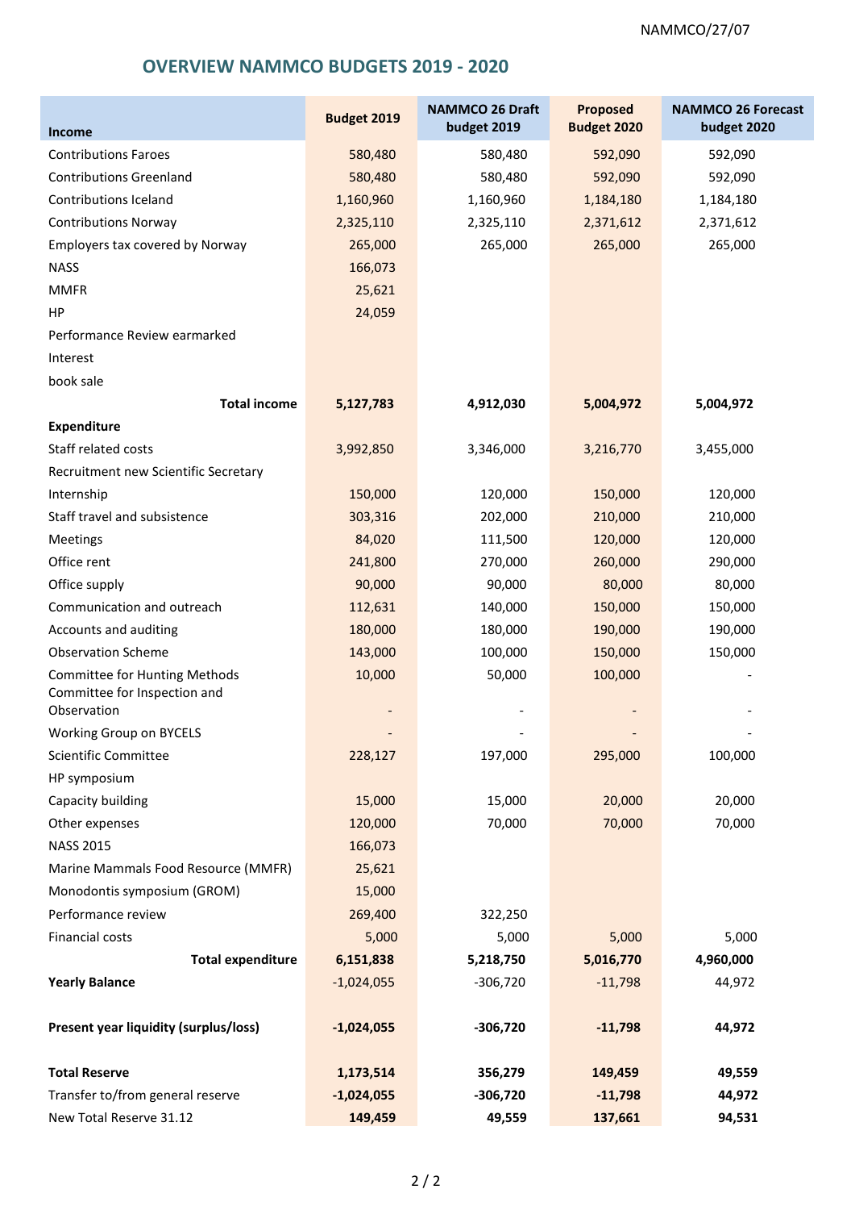NAMMCO/27/07

## OVERVIEW NAMMCO BUDGETS 2019 - 2020

| Income | Budget 2019 | NAMMCO 26 Draft budget 2019 | Proposed Budget 2020 | NAMMCO 26 Forecast budget 2020 |
|---|---|---|---|---|
| Contributions Faroes | 580,480 | 580,480 | 592,090 | 592,090 |
| Contributions Greenland | 580,480 | 580,480 | 592,090 | 592,090 |
| Contributions Iceland | 1,160,960 | 1,160,960 | 1,184,180 | 1,184,180 |
| Contributions Norway | 2,325,110 | 2,325,110 | 2,371,612 | 2,371,612 |
| Employers tax covered by Norway | 265,000 | 265,000 | 265,000 | 265,000 |
| NASS | 166,073 | | | |
| MMFR | 25,621 | | | |
| HP | 24,059 | | | |
| Performance Review earmarked | | | | |
| Interest | | | | |
| book sale | | | | |
| **Total income** | **5,127,783** | **4,912,030** | **5,004,972** | **5,004,972** |
| **Expenditure** | | | | |
| Staff related costs | 3,992,850 | 3,346,000 | 3,216,770 | 3,455,000 |
| Recruitment new Scientific Secretary | | | | |
| Internship | 150,000 | 120,000 | 150,000 | 120,000 |
| Staff travel and subsistence | 303,316 | 202,000 | 210,000 | 210,000 |
| Meetings | 84,020 | 111,500 | 120,000 | 120,000 |
| Office rent | 241,800 | 270,000 | 260,000 | 290,000 |
| Office supply | 90,000 | 90,000 | 80,000 | 80,000 |
| Communication and outreach | 112,631 | 140,000 | 150,000 | 150,000 |
| Accounts and auditing | 180,000 | 180,000 | 190,000 | 190,000 |
| Observation Scheme | 143,000 | 100,000 | 150,000 | 150,000 |
| Committee for Hunting Methods | 10,000 | 50,000 | 100,000 | - |
| Committee for Inspection and Observation | - | - | - | - |
| Working Group on BYCELS | - | - | - | - |
| Scientific Committee | 228,127 | 197,000 | 295,000 | 100,000 |
| HP symposium | | | | |
| Capacity building | 15,000 | 15,000 | 20,000 | 20,000 |
| Other expenses | 120,000 | 70,000 | 70,000 | 70,000 |
| NASS 2015 | 166,073 | | | |
| Marine Mammals Food Resource (MMFR) | 25,621 | | | |
| Monodontis symposium (GROM) | 15,000 | | | |
| Performance review | 269,400 | 322,250 | | |
| Financial costs | 5,000 | 5,000 | 5,000 | 5,000 |
| **Total expenditure** | **6,151,838** | **5,218,750** | **5,016,770** | **4,960,000** |
| **Yearly Balance** | -1,024,055 | -306,720 | -11,798 | 44,972 |
| | | | | |
| **Present year liquidity (surplus/loss)** | **-1,024,055** | **-306,720** | **-11,798** | **44,972** |
| | | | | |
| **Total Reserve** | **1,173,514** | **356,279** | **149,459** | **49,559** |
| Transfer to/from general reserve | **-1,024,055** | **-306,720** | **-11,798** | **44,972** |
| New Total Reserve 31.12 | **149,459** | **49,559** | **137,661** | **94,531** |